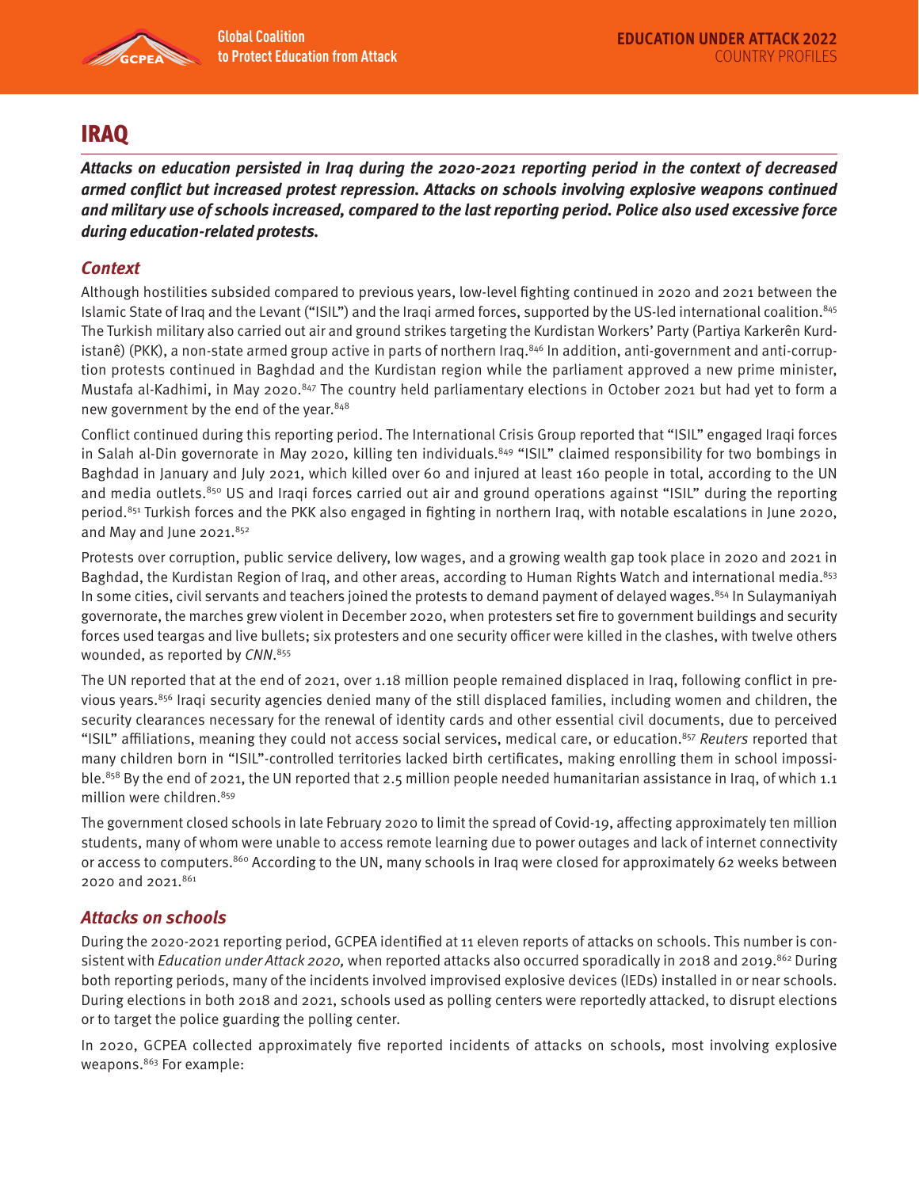# IRAQ

***Attacks on education persisted in Iraq during the 2020-2021 reporting period in the context of decreased armed conflict but increased protest repression. Attacks on schools involving explosive weapons continued and military use of schools increased, compared to the last reporting period. Police also used excessive force during education-related protests.***

## *Context*

Although hostilities subsided compared to previous years, low-level fighting continued in 2020 and 2021 between the Islamic State of Iraq and the Levant ("ISIL") and the Iraqi armed forces, supported by the US-led international coalition.[845] The Turkish military also carried out air and ground strikes targeting the Kurdistan Workers' Party (Partiya Karkerên Kurdistanê) (PKK), a non-state armed group active in parts of northern Iraq.[846] In addition, anti-government and anti-corruption protests continued in Baghdad and the Kurdistan region while the parliament approved a new prime minister, Mustafa al-Kadhimi, in May 2020.[847] The country held parliamentary elections in October 2021 but had yet to form a new government by the end of the year.[848]

Conflict continued during this reporting period. The International Crisis Group reported that "ISIL" engaged Iraqi forces in Salah al-Din governorate in May 2020, killing ten individuals.[849] "ISIL" claimed responsibility for two bombings in Baghdad in January and July 2021, which killed over 60 and injured at least 160 people in total, according to the UN and media outlets.[850] US and Iraqi forces carried out air and ground operations against "ISIL" during the reporting period.[851] Turkish forces and the PKK also engaged in fighting in northern Iraq, with notable escalations in June 2020, and May and June 2021.[852]

Protests over corruption, public service delivery, low wages, and a growing wealth gap took place in 2020 and 2021 in Baghdad, the Kurdistan Region of Iraq, and other areas, according to Human Rights Watch and international media.[853] In some cities, civil servants and teachers joined the protests to demand payment of delayed wages.[854] In Sulaymaniyah governorate, the marches grew violent in December 2020, when protesters set fire to government buildings and security forces used teargas and live bullets; six protesters and one security officer were killed in the clashes, with twelve others wounded, as reported by *CNN*.[855]

The UN reported that at the end of 2021, over 1.18 million people remained displaced in Iraq, following conflict in previous years.[856] Iraqi security agencies denied many of the still displaced families, including women and children, the security clearances necessary for the renewal of identity cards and other essential civil documents, due to perceived "ISIL" affiliations, meaning they could not access social services, medical care, or education.[857] *Reuters* reported that many children born in "ISIL"-controlled territories lacked birth certificates, making enrolling them in school impossible.[858] By the end of 2021, the UN reported that 2.5 million people needed humanitarian assistance in Iraq, of which 1.1 million were children.[859]

The government closed schools in late February 2020 to limit the spread of Covid-19, affecting approximately ten million students, many of whom were unable to access remote learning due to power outages and lack of internet connectivity or access to computers.[860] According to the UN, many schools in Iraq were closed for approximately 62 weeks between 2020 and 2021.[861]

## *Attacks on schools*

During the 2020-2021 reporting period, GCPEA identified at 11 eleven reports of attacks on schools. This number is consistent with *Education under Attack 2020,* when reported attacks also occurred sporadically in 2018 and 2019.[862] During both reporting periods, many of the incidents involved improvised explosive devices (IEDs) installed in or near schools. During elections in both 2018 and 2021, schools used as polling centers were reportedly attacked, to disrupt elections or to target the police guarding the polling center.

In 2020, GCPEA collected approximately five reported incidents of attacks on schools, most involving explosive weapons.[863] For example: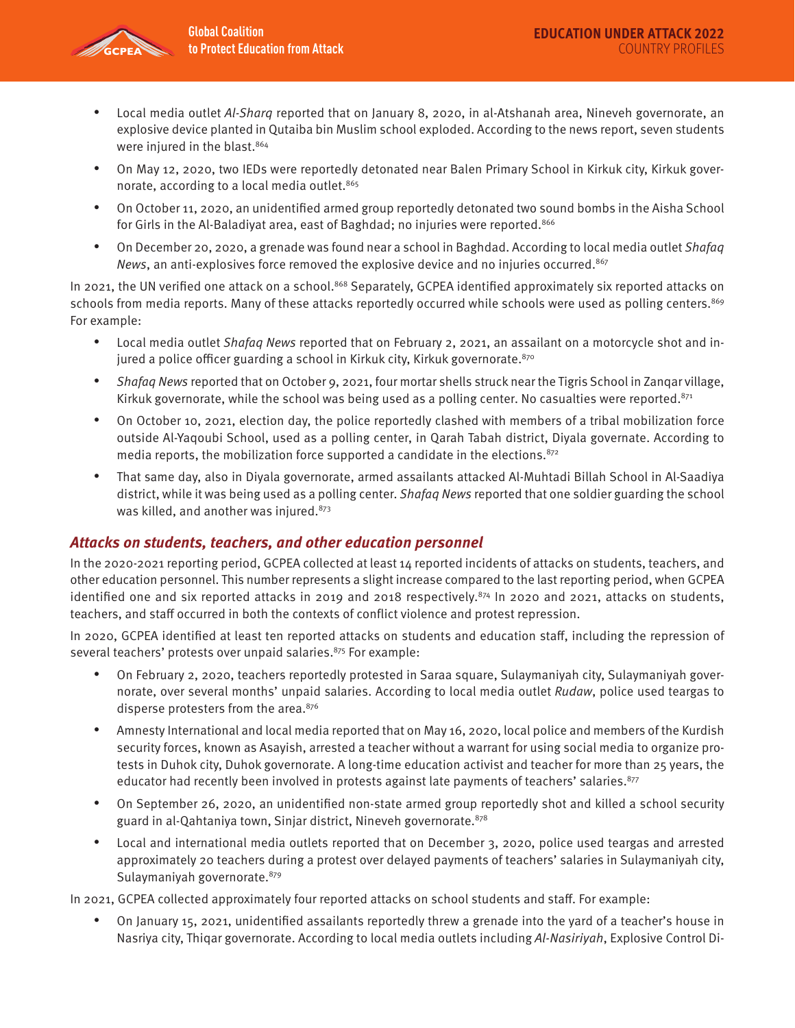- Local media outlet *Al-Sharq* reported that on January 8, 2020, in al-Atshanah area, Nineveh governorate, an explosive device planted in Qutaiba bin Muslim school exploded. According to the news report, seven students were injured in the blast.[864]
- On May 12, 2020, two IEDs were reportedly detonated near Balen Primary School in Kirkuk city, Kirkuk governorate, according to a local media outlet.[865]
- On October 11, 2020, an unidentified armed group reportedly detonated two sound bombs in the Aisha School for Girls in the Al-Baladiyat area, east of Baghdad; no injuries were reported.[866]
- On December 20, 2020, a grenade was found near a school in Baghdad. According to local media outlet *Shafaq News*, an anti-explosives force removed the explosive device and no injuries occurred.[867]

In 2021, the UN verified one attack on a school.[868] Separately, GCPEA identified approximately six reported attacks on schools from media reports. Many of these attacks reportedly occurred while schools were used as polling centers.[869] For example:

- Local media outlet *Shafaq News* reported that on February 2, 2021, an assailant on a motorcycle shot and injured a police officer guarding a school in Kirkuk city, Kirkuk governorate.[870]
- *Shafaq News* reported that on October 9, 2021, four mortar shells struck near the Tigris School in Zanqar village, Kirkuk governorate, while the school was being used as a polling center. No casualties were reported.[871]
- On October 10, 2021, election day, the police reportedly clashed with members of a tribal mobilization force outside Al-Yaqoubi School, used as a polling center, in Qarah Tabah district, Diyala governate. According to media reports, the mobilization force supported a candidate in the elections.[872]
- That same day, also in Diyala governorate, armed assailants attacked Al-Muhtadi Billah School in Al-Saadiya district, while it was being used as a polling center. *Shafaq News* reported that one soldier guarding the school was killed, and another was injured.[873]

### *Attacks on students, teachers, and other education personnel*

In the 2020-2021 reporting period, GCPEA collected at least 14 reported incidents of attacks on students, teachers, and other education personnel. This number represents a slight increase compared to the last reporting period, when GCPEA identified one and six reported attacks in 2019 and 2018 respectively.[874] In 2020 and 2021, attacks on students, teachers, and staff occurred in both the contexts of conflict violence and protest repression.

In 2020, GCPEA identified at least ten reported attacks on students and education staff, including the repression of several teachers' protests over unpaid salaries.[875] For example:

- On February 2, 2020, teachers reportedly protested in Saraa square, Sulaymaniyah city, Sulaymaniyah governorate, over several months' unpaid salaries. According to local media outlet *Rudaw*, police used teargas to disperse protesters from the area.[876]
- Amnesty International and local media reported that on May 16, 2020, local police and members of the Kurdish security forces, known as Asayish, arrested a teacher without a warrant for using social media to organize protests in Duhok city, Duhok governorate. A long-time education activist and teacher for more than 25 years, the educator had recently been involved in protests against late payments of teachers' salaries.[877]
- On September 26, 2020, an unidentified non-state armed group reportedly shot and killed a school security guard in al-Qahtaniya town, Sinjar district, Nineveh governorate.[878]
- Local and international media outlets reported that on December 3, 2020, police used teargas and arrested approximately 20 teachers during a protest over delayed payments of teachers' salaries in Sulaymaniyah city, Sulaymaniyah governorate.[879]

In 2021, GCPEA collected approximately four reported attacks on school students and staff. For example:

- On January 15, 2021, unidentified assailants reportedly threw a grenade into the yard of a teacher's house in Nasriya city, Thiqar governorate. According to local media outlets including *Al-Nasiriyah*, Explosive Control Di-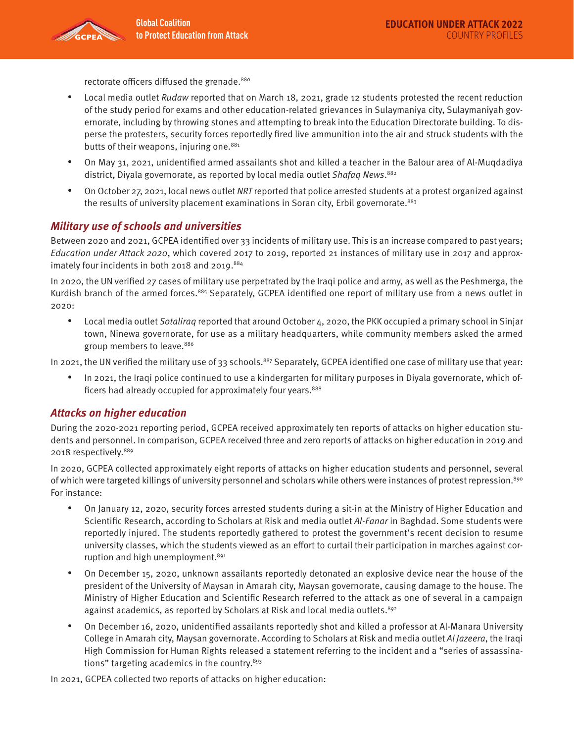rectorate officers diffused the grenade.[880]

- Local media outlet *Rudaw* reported that on March 18, 2021, grade 12 students protested the recent reduction of the study period for exams and other education-related grievances in Sulaymaniya city, Sulaymaniyah governorate, including by throwing stones and attempting to break into the Education Directorate building. To disperse the protesters, security forces reportedly fired live ammunition into the air and struck students with the butts of their weapons, injuring one.[881]
- On May 31, 2021, unidentified armed assailants shot and killed a teacher in the Balour area of Al-Muqdadiya district, Diyala governorate, as reported by local media outlet *Shafaq News*.[882]
- On October 27, 2021, local news outlet *NRT* reported that police arrested students at a protest organized against the results of university placement examinations in Soran city, Erbil governorate.[883]

### *Military use of schools and universities*

Between 2020 and 2021, GCPEA identified over 33 incidents of military use. This is an increase compared to past years; *Education under Attack 2020*, which covered 2017 to 2019, reported 21 instances of military use in 2017 and approximately four incidents in both 2018 and 2019.[884]

In 2020, the UN verified 27 cases of military use perpetrated by the Iraqi police and army, as well as the Peshmerga, the Kurdish branch of the armed forces.[885] Separately, GCPEA identified one report of military use from a news outlet in 2020:

- Local media outlet *Sotaliraq* reported that around October 4, 2020, the PKK occupied a primary school in Sinjar town, Ninewa governorate, for use as a military headquarters, while community members asked the armed group members to leave.[886]

In 2021, the UN verified the military use of 33 schools.[887] Separately, GCPEA identified one case of military use that year:

- In 2021, the Iraqi police continued to use a kindergarten for military purposes in Diyala governorate, which officers had already occupied for approximately four years.[888]

### *Attacks on higher education*

During the 2020-2021 reporting period, GCPEA received approximately ten reports of attacks on higher education students and personnel. In comparison, GCPEA received three and zero reports of attacks on higher education in 2019 and 2018 respectively.[889]

In 2020, GCPEA collected approximately eight reports of attacks on higher education students and personnel, several of which were targeted killings of university personnel and scholars while others were instances of protest repression.[890] For instance:

- On January 12, 2020, security forces arrested students during a sit-in at the Ministry of Higher Education and Scientific Research, according to Scholars at Risk and media outlet *Al-Fanar* in Baghdad. Some students were reportedly injured. The students reportedly gathered to protest the government's recent decision to resume university classes, which the students viewed as an effort to curtail their participation in marches against corruption and high unemployment.[891]
- On December 15, 2020, unknown assailants reportedly detonated an explosive device near the house of the president of the University of Maysan in Amarah city, Maysan governorate, causing damage to the house. The Ministry of Higher Education and Scientific Research referred to the attack as one of several in a campaign against academics, as reported by Scholars at Risk and local media outlets.[892]
- On December 16, 2020, unidentified assailants reportedly shot and killed a professor at Al-Manara University College in Amarah city, Maysan governorate. According to Scholars at Risk and media outlet *Al Jazeera*, the Iraqi High Commission for Human Rights released a statement referring to the incident and a "series of assassinations" targeting academics in the country.[893]

In 2021, GCPEA collected two reports of attacks on higher education: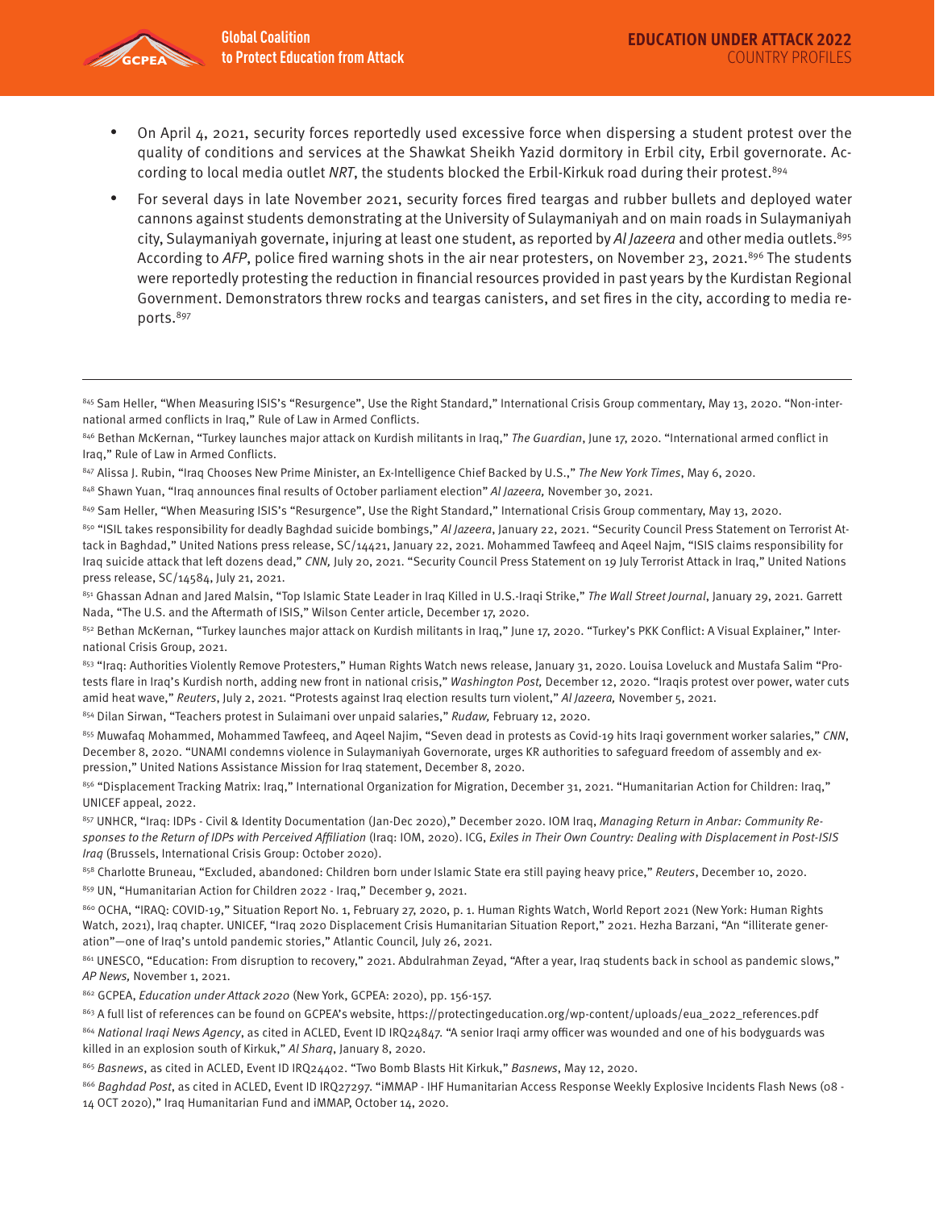- On April 4, 2021, security forces reportedly used excessive force when dispersing a student protest over the quality of conditions and services at the Shawkat Sheikh Yazid dormitory in Erbil city, Erbil governorate. According to local media outlet *NRT*, the students blocked the Erbil-Kirkuk road during their protest.[894]
- For several days in late November 2021, security forces fired teargas and rubber bullets and deployed water cannons against students demonstrating at the University of Sulaymaniyah and on main roads in Sulaymaniyah city, Sulaymaniyah governate, injuring at least one student, as reported by *Al Jazeera* and other media outlets.[895] According to *AFP*, police fired warning shots in the air near protesters, on November 23, 2021.[896] The students were reportedly protesting the reduction in financial resources provided in past years by the Kurdistan Regional Government. Demonstrators threw rocks and teargas canisters, and set fires in the city, according to media reports.[897]

---

[845] Sam Heller, "When Measuring ISIS's "Resurgence", Use the Right Standard," International Crisis Group commentary, May 13, 2020. "Non-international armed conflicts in Iraq," Rule of Law in Armed Conflicts.

[846] Bethan McKernan, "Turkey launches major attack on Kurdish militants in Iraq," *The Guardian*, June 17, 2020. "International armed conflict in Iraq," Rule of Law in Armed Conflicts.

[847] Alissa J. Rubin, "Iraq Chooses New Prime Minister, an Ex-Intelligence Chief Backed by U.S.," *The New York Times*, May 6, 2020.

[848] Shawn Yuan, "Iraq announces final results of October parliament election" *Al Jazeera,* November 30, 2021.

[849] Sam Heller, "When Measuring ISIS's "Resurgence", Use the Right Standard," International Crisis Group commentary, May 13, 2020.

[850] "ISIL takes responsibility for deadly Baghdad suicide bombings," *Al Jazeera*, January 22, 2021. "Security Council Press Statement on Terrorist Attack in Baghdad," United Nations press release, SC/14421, January 22, 2021. Mohammed Tawfeeq and Aqeel Najm, "ISIS claims responsibility for Iraq suicide attack that left dozens dead," *CNN,* July 20, 2021. "Security Council Press Statement on 19 July Terrorist Attack in Iraq," United Nations press release, SC/14584, July 21, 2021.

[851] Ghassan Adnan and Jared Malsin, "Top Islamic State Leader in Iraq Killed in U.S.-Iraqi Strike," *The Wall Street Journal*, January 29, 2021. Garrett Nada, "The U.S. and the Aftermath of ISIS," Wilson Center article, December 17, 2020.

[852] Bethan McKernan, "Turkey launches major attack on Kurdish militants in Iraq," June 17, 2020. "Turkey's PKK Conflict: A Visual Explainer," International Crisis Group, 2021.

[853] "Iraq: Authorities Violently Remove Protesters," Human Rights Watch news release, January 31, 2020. Louisa Loveluck and Mustafa Salim "Protests flare in Iraq's Kurdish north, adding new front in national crisis," *Washington Post,* December 12, 2020. "Iraqis protest over power, water cuts amid heat wave," *Reuters*, July 2, 2021. "Protests against Iraq election results turn violent," *Al Jazeera,* November 5, 2021.

[854] Dilan Sirwan, "Teachers protest in Sulaimani over unpaid salaries," *Rudaw,* February 12, 2020.

[855] Muwafaq Mohammed, Mohammed Tawfeeq, and Aqeel Najim, "Seven dead in protests as Covid-19 hits Iraqi government worker salaries," *CNN*, December 8, 2020. "UNAMI condemns violence in Sulaymaniyah Governorate, urges KR authorities to safeguard freedom of assembly and expression," United Nations Assistance Mission for Iraq statement, December 8, 2020.

[856] "Displacement Tracking Matrix: Iraq," International Organization for Migration, December 31, 2021. "Humanitarian Action for Children: Iraq," UNICEF appeal, 2022.

[857] UNHCR, "Iraq: IDPs - Civil & Identity Documentation (Jan-Dec 2020)," December 2020. IOM Iraq, *Managing Return in Anbar: Community Responses to the Return of IDPs with Perceived Affiliation* (Iraq: IOM, 2020). ICG, *Exiles in Their Own Country: Dealing with Displacement in Post-ISIS Iraq* (Brussels, International Crisis Group: October 2020).

[858] Charlotte Bruneau, "Excluded, abandoned: Children born under Islamic State era still paying heavy price," *Reuters*, December 10, 2020.

[859] UN, "Humanitarian Action for Children 2022 - Iraq," December 9, 2021.

[860] OCHA, "IRAQ: COVID-19," Situation Report No. 1, February 27, 2020, p. 1. Human Rights Watch, World Report 2021 (New York: Human Rights Watch, 2021), Iraq chapter. UNICEF, "Iraq 2020 Displacement Crisis Humanitarian Situation Report," 2021. Hezha Barzani, "An "illiterate generation"—one of Iraq's untold pandemic stories," Atlantic Council*,* July 26, 2021.

[861] UNESCO, "Education: From disruption to recovery," 2021. Abdulrahman Zeyad, "After a year, Iraq students back in school as pandemic slows," *AP News,* November 1, 2021.

[862] GCPEA, *Education under Attack 2020* (New York, GCPEA: 2020), pp. 156-157.

[863] A full list of references can be found on GCPEA's website, https://protectingeducation.org/wp-content/uploads/eua_2022_references.pdf

[864] *National Iraqi News Agency*, as cited in ACLED, Event ID IRQ24847. "A senior Iraqi army officer was wounded and one of his bodyguards was killed in an explosion south of Kirkuk," *Al Sharq*, January 8, 2020.

[865] *Basnews*, as cited in ACLED, Event ID IRQ24402. "Two Bomb Blasts Hit Kirkuk," *Basnews*, May 12, 2020.

[866] *Baghdad Post*, as cited in ACLED, Event ID IRQ27297. "iMMAP - IHF Humanitarian Access Response Weekly Explosive Incidents Flash News (08 - 14 OCT 2020)," Iraq Humanitarian Fund and iMMAP, October 14, 2020.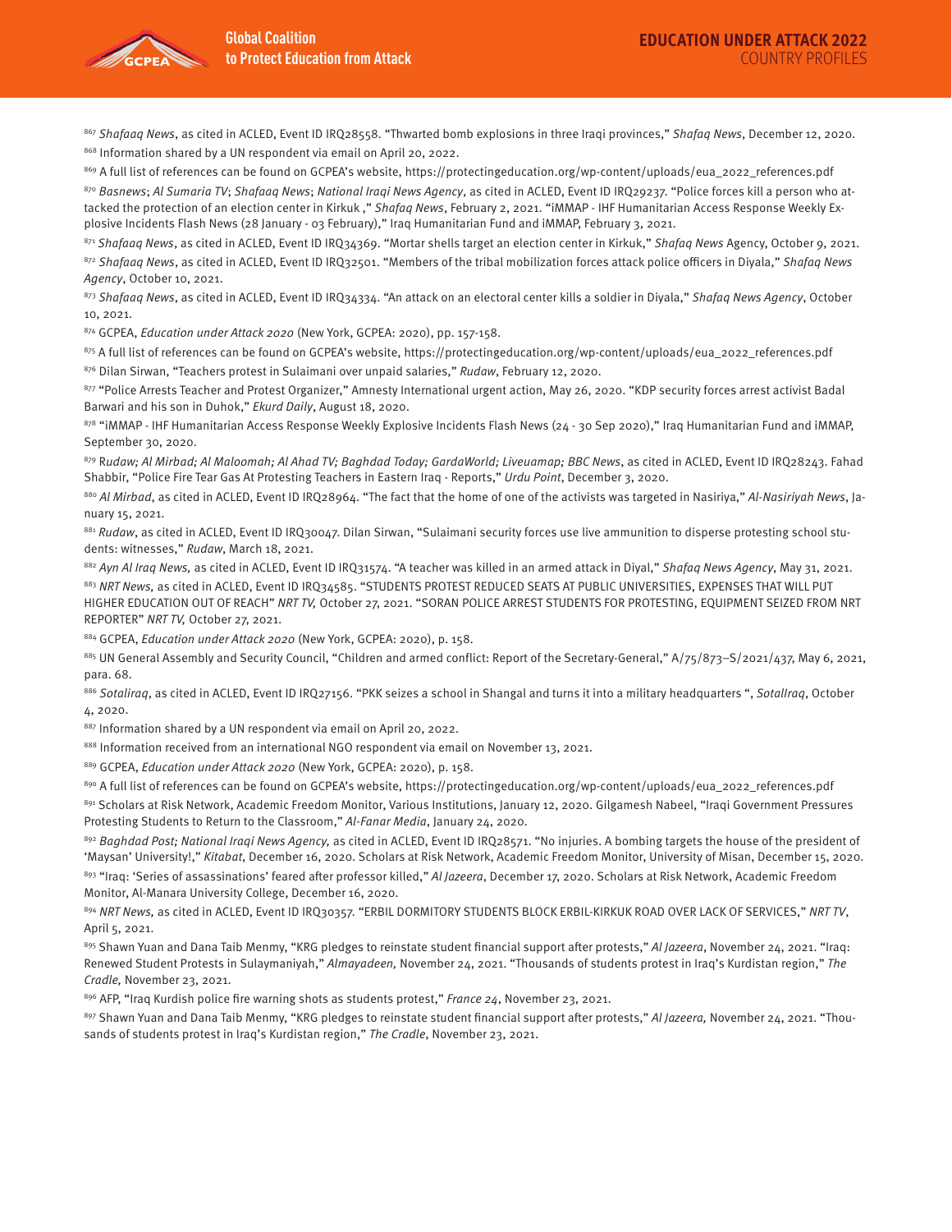[867] *Shafaaq News*, as cited in ACLED, Event ID IRQ28558. "Thwarted bomb explosions in three Iraqi provinces," *Shafaq News*, December 12, 2020.

[868] Information shared by a UN respondent via email on April 20, 2022.

[869] A full list of references can be found on GCPEA's website, https://protectingeducation.org/wp-content/uploads/eua_2022_references.pdf

[870] *Basnews*; *Al Sumaria TV*; *Shafaaq News*; *National Iraqi News Agency*, as cited in ACLED, Event ID IRQ29237. "Police forces kill a person who attacked the protection of an election center in Kirkuk ," *Shafaq News*, February 2, 2021. "iMMAP - IHF Humanitarian Access Response Weekly Explosive Incidents Flash News (28 January - 03 February)," Iraq Humanitarian Fund and iMMAP, February 3, 2021.

[871] *Shafaaq News*, as cited in ACLED, Event ID IRQ34369. "Mortar shells target an election center in Kirkuk," *Shafaq News* Agency, October 9, 2021.

[872] *Shafaaq News*, as cited in ACLED, Event ID IRQ32501. "Members of the tribal mobilization forces attack police officers in Diyala," *Shafaq News Agency*, October 10, 2021.

[873] *Shafaaq News*, as cited in ACLED, Event ID IRQ34334. "An attack on an electoral center kills a soldier in Diyala," *Shafaq News Agency*, October 10, 2021.

[874] GCPEA, *Education under Attack 2020* (New York, GCPEA: 2020), pp. 157-158.

[875] A full list of references can be found on GCPEA's website, https://protectingeducation.org/wp-content/uploads/eua_2022_references.pdf

[876] Dilan Sirwan, "Teachers protest in Sulaimani over unpaid salaries," *Rudaw*, February 12, 2020.

[877] "Police Arrests Teacher and Protest Organizer," Amnesty International urgent action, May 26, 2020. "KDP security forces arrest activist Badal Barwari and his son in Duhok," *Ekurd Daily*, August 18, 2020.

[878] "iMMAP - IHF Humanitarian Access Response Weekly Explosive Incidents Flash News (24 - 30 Sep 2020)," Iraq Humanitarian Fund and iMMAP, September 30, 2020.

[879] R*udaw; Al Mirbad; Al Maloomah; Al Ahad TV; Baghdad Today; GardaWorld; Liveuamap; BBC News*, as cited in ACLED, Event ID IRQ28243. Fahad Shabbir, "Police Fire Tear Gas At Protesting Teachers in Eastern Iraq - Reports," *Urdu Point*, December 3, 2020.

[880] *Al Mirbad*, as cited in ACLED, Event ID IRQ28964. "The fact that the home of one of the activists was targeted in Nasiriya," *Al-Nasiriyah News*, January 15, 2021.

[881] *Rudaw*, as cited in ACLED, Event ID IRQ30047. Dilan Sirwan, "Sulaimani security forces use live ammunition to disperse protesting school students: witnesses," *Rudaw*, March 18, 2021.

[882] *Ayn Al Iraq News,* as cited in ACLED, Event ID IRQ31574. "A teacher was killed in an armed attack in Diyal," *Shafaq News Agency*, May 31, 2021.

[883] *NRT News,* as cited in ACLED, Event ID IRQ34585. "STUDENTS PROTEST REDUCED SEATS AT PUBLIC UNIVERSITIES, EXPENSES THAT WILL PUT HIGHER EDUCATION OUT OF REACH" *NRT TV,* October 27, 2021. "SORAN POLICE ARREST STUDENTS FOR PROTESTING, EQUIPMENT SEIZED FROM NRT REPORTER" *NRT TV,* October 27, 2021.

[884] GCPEA, *Education under Attack 2020* (New York, GCPEA: 2020), p. 158.

[885] UN General Assembly and Security Council, "Children and armed conflict: Report of the Secretary-General," A/75/873–S/2021/437, May 6, 2021, para. 68.

[886] *Sotaliraq*, as cited in ACLED, Event ID IRQ27156. "PKK seizes a school in Shangal and turns it into a military headquarters ", *SotalIraq*, October 4, 2020.

[887] Information shared by a UN respondent via email on April 20, 2022.

[888] Information received from an international NGO respondent via email on November 13, 2021.

[889] GCPEA, *Education under Attack 2020* (New York, GCPEA: 2020), p. 158.

[890] A full list of references can be found on GCPEA's website, https://protectingeducation.org/wp-content/uploads/eua_2022_references.pdf

[891] Scholars at Risk Network, Academic Freedom Monitor, Various Institutions, January 12, 2020. Gilgamesh Nabeel, "Iraqi Government Pressures Protesting Students to Return to the Classroom," *Al-Fanar Media*, January 24, 2020.

[892] *Baghdad Post; National Iraqi News Agency,* as cited in ACLED, Event ID IRQ28571. "No injuries. A bombing targets the house of the president of 'Maysan' University!," *Kitabat*, December 16, 2020. Scholars at Risk Network, Academic Freedom Monitor, University of Misan, December 15, 2020.

[893] "Iraq: 'Series of assassinations' feared after professor killed," *Al Jazeera*, December 17, 2020. Scholars at Risk Network, Academic Freedom Monitor, Al-Manara University College, December 16, 2020.

[894] *NRT News,* as cited in ACLED, Event ID IRQ30357. "ERBIL DORMITORY STUDENTS BLOCK ERBIL-KIRKUK ROAD OVER LACK OF SERVICES," *NRT TV*, April 5, 2021.

[895] Shawn Yuan and Dana Taib Menmy, "KRG pledges to reinstate student financial support after protests," *Al Jazeera*, November 24, 2021. "Iraq: Renewed Student Protests in Sulaymaniyah," *Almayadeen,* November 24, 2021. "Thousands of students protest in Iraq's Kurdistan region," *The Cradle,* November 23, 2021.

[896] AFP, "Iraq Kurdish police fire warning shots as students protest," *France 24*, November 23, 2021.

[897] Shawn Yuan and Dana Taib Menmy, "KRG pledges to reinstate student financial support after protests," *Al Jazeera,* November 24, 2021. "Thousands of students protest in Iraq's Kurdistan region," *The Cradle*, November 23, 2021.